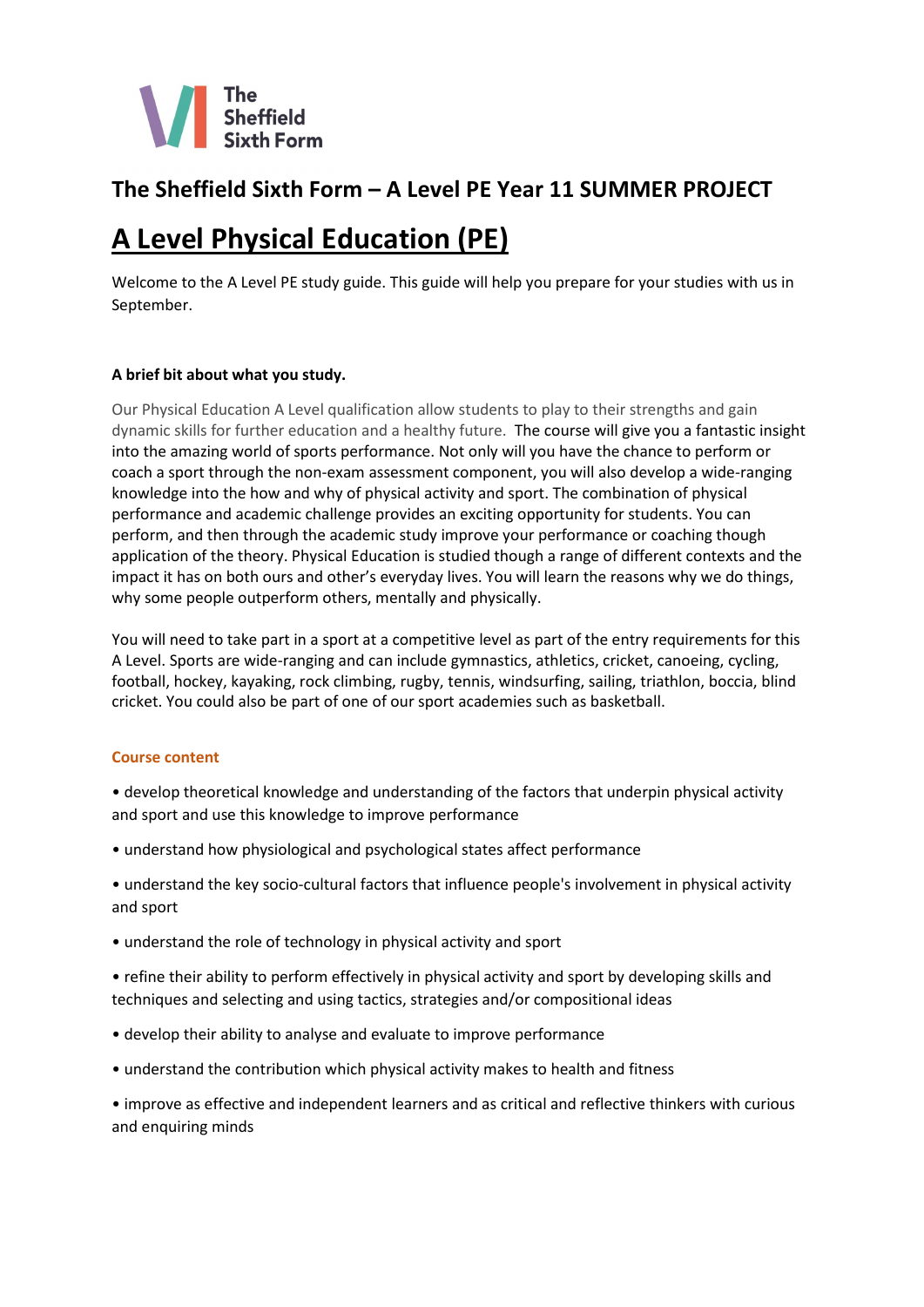The Sheffield Sixth Form

## The Sheffield Sixth Form – A Level PE Year 11 SUMMER PROJECT

# A Level Physical Education (PE)

Welcome to the A Level PE study guide. This guide will help you prepare for your studies with us in September.

**A brief bit about what you study.**

Our Physical Education A Level qualification allow students to play to their strengths and gain dynamic skills for further education and a healthy future. The course will give you a fantastic insight into the amazing world of sports performance. Not only will you have the chance to perform or coach a sport through the non-exam assessment component, you will also develop a wide-ranging knowledge into the how and why of physical activity and sport. The combination of physical performance and academic challenge provides an exciting opportunity for students. You can perform, and then through the academic study improve your performance or coaching though application of the theory. Physical Education is studied though a range of different contexts and the impact it has on both ours and other's everyday lives. You will learn the reasons why we do things, why some people outperform others, mentally and physically.

You will need to take part in a sport at a competitive level as part of the entry requirements for this A Level. Sports are wide-ranging and can include gymnastics, athletics, cricket, canoeing, cycling, football, hockey, kayaking, rock climbing, rugby, tennis, windsurfing, sailing, triathlon, boccia, blind cricket. You could also be part of one of our sport academies such as basketball.

### Course content

- develop theoretical knowledge and understanding of the factors that underpin physical activity and sport and use this knowledge to improve performance
- understand how physiological and psychological states affect performance
- understand the key socio-cultural factors that influence people's involvement in physical activity and sport
- understand the role of technology in physical activity and sport
- refine their ability to perform effectively in physical activity and sport by developing skills and techniques and selecting and using tactics, strategies and/or compositional ideas
- develop their ability to analyse and evaluate to improve performance
- understand the contribution which physical activity makes to health and fitness
- improve as effective and independent learners and as critical and reflective thinkers with curious and enquiring minds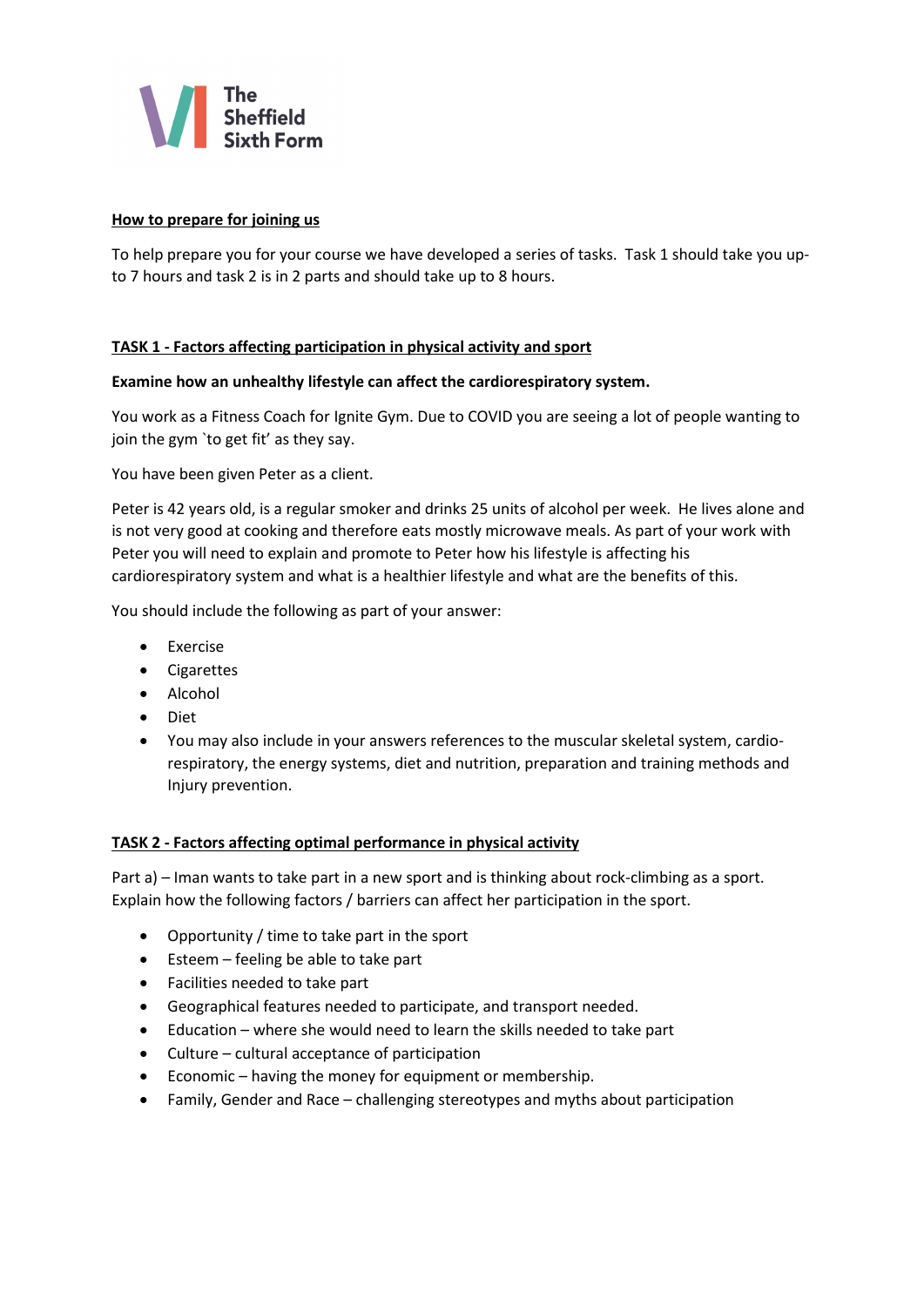**The Sheffield Sixth Form**

**How to prepare for joining us**

To help prepare you for your course we have developed a series of tasks. Task 1 should take you up-to 7 hours and task 2 is in 2 parts and should take up to 8 hours.

**TASK 1 - Factors affecting participation in physical activity and sport**

**Examine how an unhealthy lifestyle can affect the cardiorespiratory system.**

You work as a Fitness Coach for Ignite Gym. Due to COVID you are seeing a lot of people wanting to join the gym `to get fit' as they say.

You have been given Peter as a client.

Peter is 42 years old, is a regular smoker and drinks 25 units of alcohol per week. He lives alone and is not very good at cooking and therefore eats mostly microwave meals. As part of your work with Peter you will need to explain and promote to Peter how his lifestyle is affecting his cardiorespiratory system and what is a healthier lifestyle and what are the benefits of this.

You should include the following as part of your answer:

- Exercise
- Cigarettes
- Alcohol
- Diet
- You may also include in your answers references to the muscular skeletal system, cardio-respiratory, the energy systems, diet and nutrition, preparation and training methods and Injury prevention.

**TASK 2 - Factors affecting optimal performance in physical activity**

Part a) – Iman wants to take part in a new sport and is thinking about rock-climbing as a sport. Explain how the following factors / barriers can affect her participation in the sport.

- Opportunity / time to take part in the sport
- Esteem – feeling be able to take part
- Facilities needed to take part
- Geographical features needed to participate, and transport needed.
- Education – where she would need to learn the skills needed to take part
- Culture – cultural acceptance of participation
- Economic – having the money for equipment or membership.
- Family, Gender and Race – challenging stereotypes and myths about participation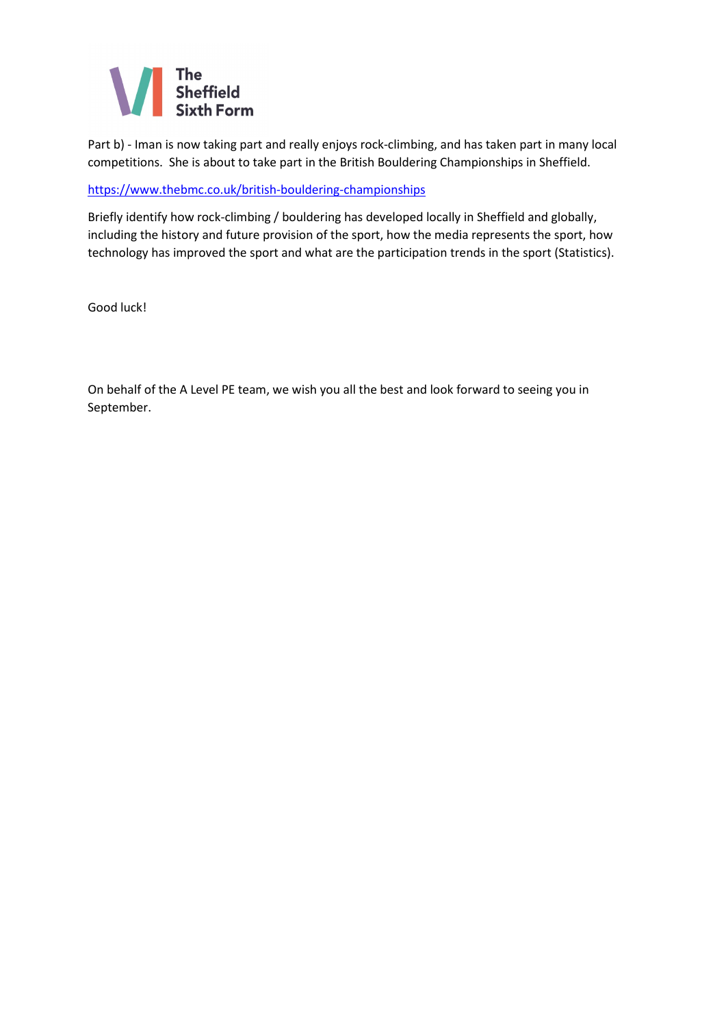The Sheffield Sixth Form

Part b) - Iman is now taking part and really enjoys rock-climbing, and has taken part in many local competitions. She is about to take part in the British Bouldering Championships in Sheffield.

[https://www.thebmc.co.uk/british-bouldering-championships](https://www.thebmc.co.uk/british-bouldering-championships)

Briefly identify how rock-climbing / bouldering has developed locally in Sheffield and globally, including the history and future provision of the sport, how the media represents the sport, how technology has improved the sport and what are the participation trends in the sport (Statistics).

Good luck!

On behalf of the A Level PE team, we wish you all the best and look forward to seeing you in September.